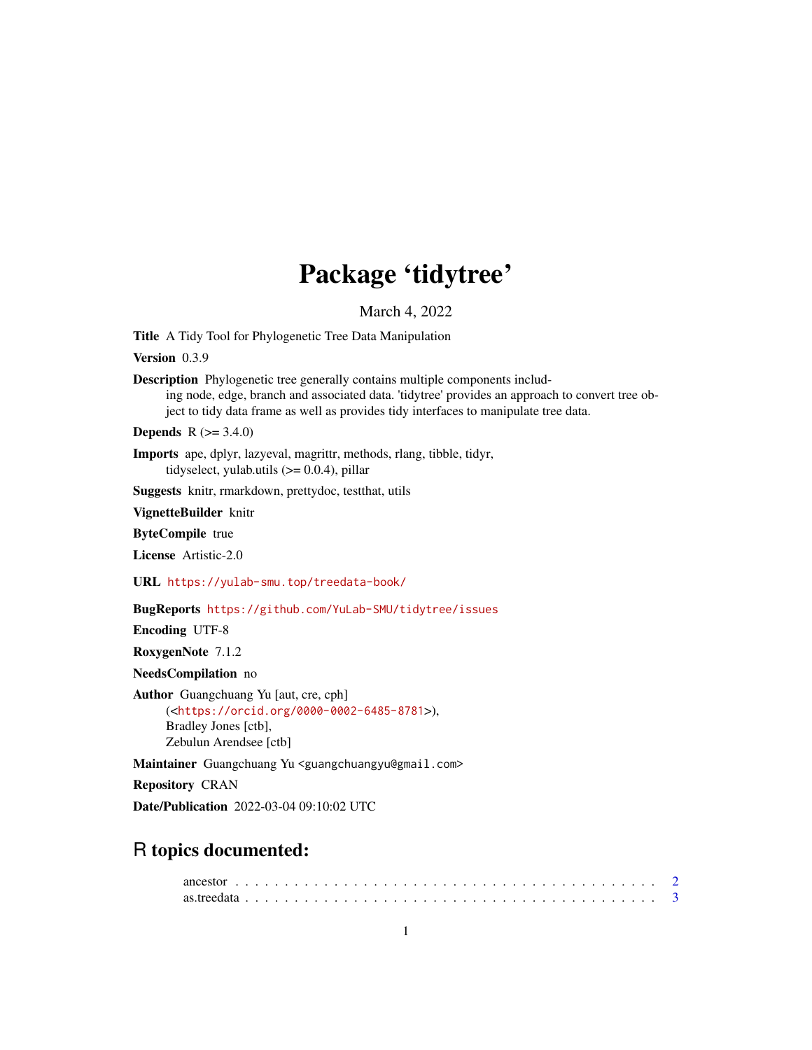# Package 'tidytree'

March 4, 2022

**Title** A Tidy Tool for Phylogenetic Tree Data Manipulation

**Version** 0.3.9

**Description** Phylogenetic tree generally contains multiple components including node, edge, branch and associated data. 'tidytree' provides an approach to convert tree object to tidy data frame as well as provides tidy interfaces to manipulate tree data.

**Depends** R (>= 3.4.0)

**Imports** ape, dplyr, lazyeval, magrittr, methods, rlang, tibble, tidyr, tidyselect, yulab.utils (>= 0.0.4), pillar

**Suggests** knitr, rmarkdown, prettydoc, testthat, utils

**VignetteBuilder** knitr

**ByteCompile** true

**License** Artistic-2.0

**URL** https://yulab-smu.top/treedata-book/

**BugReports** https://github.com/YuLab-SMU/tidytree/issues

**Encoding** UTF-8

**RoxygenNote** 7.1.2

**NeedsCompilation** no

**Author** Guangchuang Yu [aut, cre, cph] (<https://orcid.org/0000-0002-6485-8781>), Bradley Jones [ctb], Zebulun Arendsee [ctb]

**Maintainer** Guangchuang Yu <guangchuangyu@gmail.com>

**Repository** CRAN

**Date/Publication** 2022-03-04 09:10:02 UTC

## R topics documented:

- ancestor . . . . . . . . . . . . . . . . . . . . . . . . . . . . . . . . . . . . . . . . . . 2
- as.treedata . . . . . . . . . . . . . . . . . . . . . . . . . . . . . . . . . . . . . . . . . 3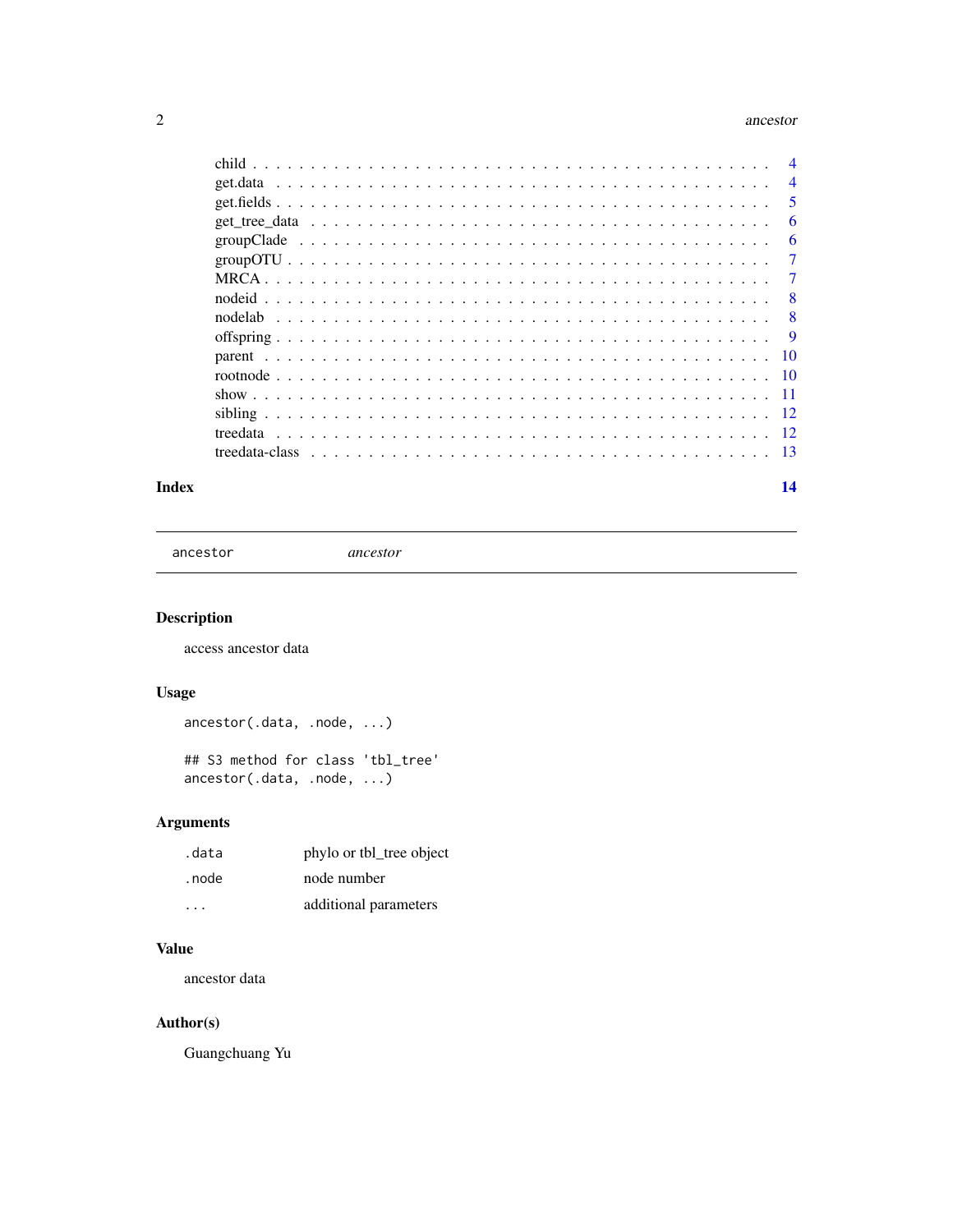| | |
|---|---|
| child | 4 |
| get.data | 4 |
| get.fields | 5 |
| get_tree_data | 6 |
| groupClade | 6 |
| groupOTU | 7 |
| MRCA | 7 |
| nodeid | 8 |
| nodelab | 8 |
| offspring | 9 |
| parent | 10 |
| rootnode | 10 |
| show | 11 |
| sibling | 12 |
| treedata | 12 |
| treedata-class | 13 |

**Index** **14**

---

`ancestor` *ancestor*

---

## Description

access ancestor data

## Usage

```
ancestor(.data, .node, ...)

## S3 method for class 'tbl_tree'
ancestor(.data, .node, ...)
```

## Arguments

| | |
|---|---|
| `.data` | phylo or tbl_tree object |
| `.node` | node number |
| `...` | additional parameters |

## Value

ancestor data

## Author(s)

Guangchuang Yu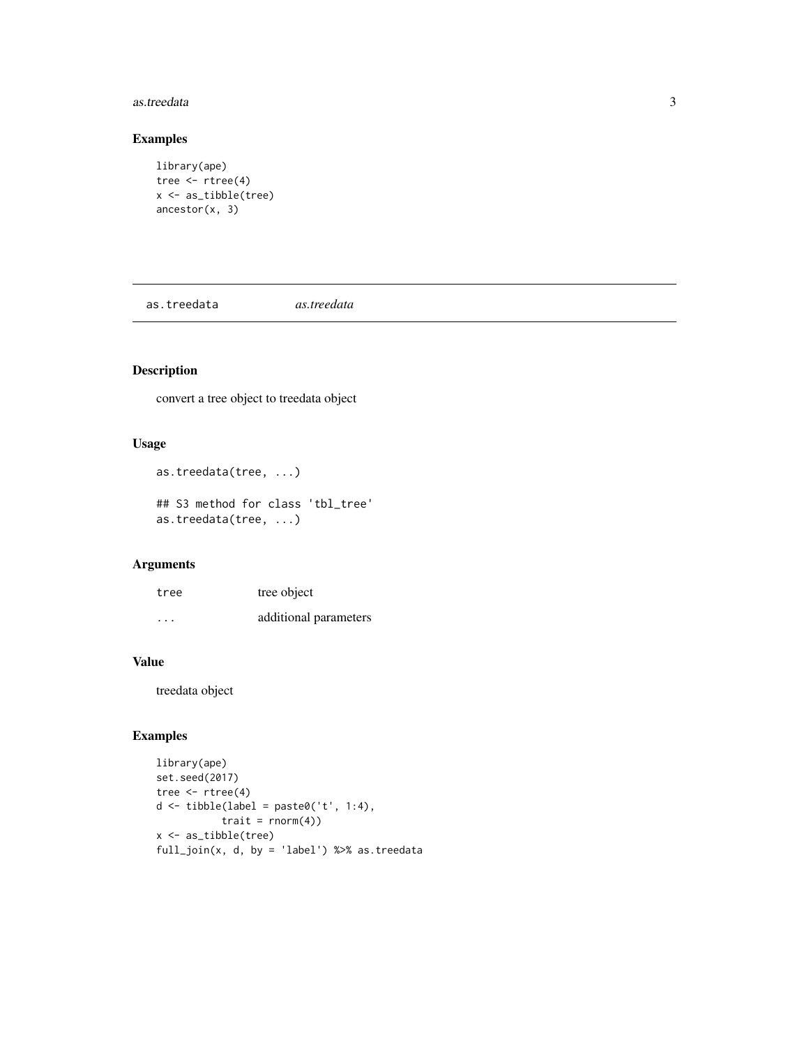## Examples

```
library(ape)
tree <- rtree(4)
x <- as_tibble(tree)
ancestor(x, 3)
```

---

# as.treedata *as.treedata*

---

## Description

convert a tree object to treedata object

## Usage

```
as.treedata(tree, ...)

## S3 method for class 'tbl_tree'
as.treedata(tree, ...)
```

## Arguments

| | |
|---|---|
| tree | tree object |
| ... | additional parameters |

## Value

treedata object

## Examples

```
library(ape)
set.seed(2017)
tree <- rtree(4)
d <- tibble(label = paste0('t', 1:4),
           trait = rnorm(4))
x <- as_tibble(tree)
full_join(x, d, by = 'label') %>% as.treedata
```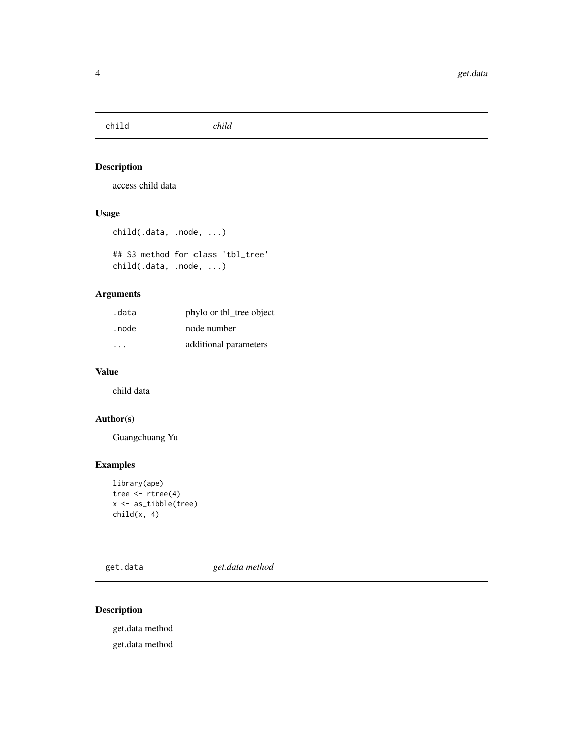## child — *child*

### Description

access child data

### Usage

```
child(.data, .node, ...)

## S3 method for class 'tbl_tree'
child(.data, .node, ...)
```

### Arguments

| | |
|---|---|
| .data | phylo or tbl_tree object |
| .node | node number |
| ... | additional parameters |

### Value

child data

### Author(s)

Guangchuang Yu

### Examples

```
library(ape)
tree <- rtree(4)
x <- as_tibble(tree)
child(x, 4)
```

## get.data — *get.data method*

### Description

get.data method

get.data method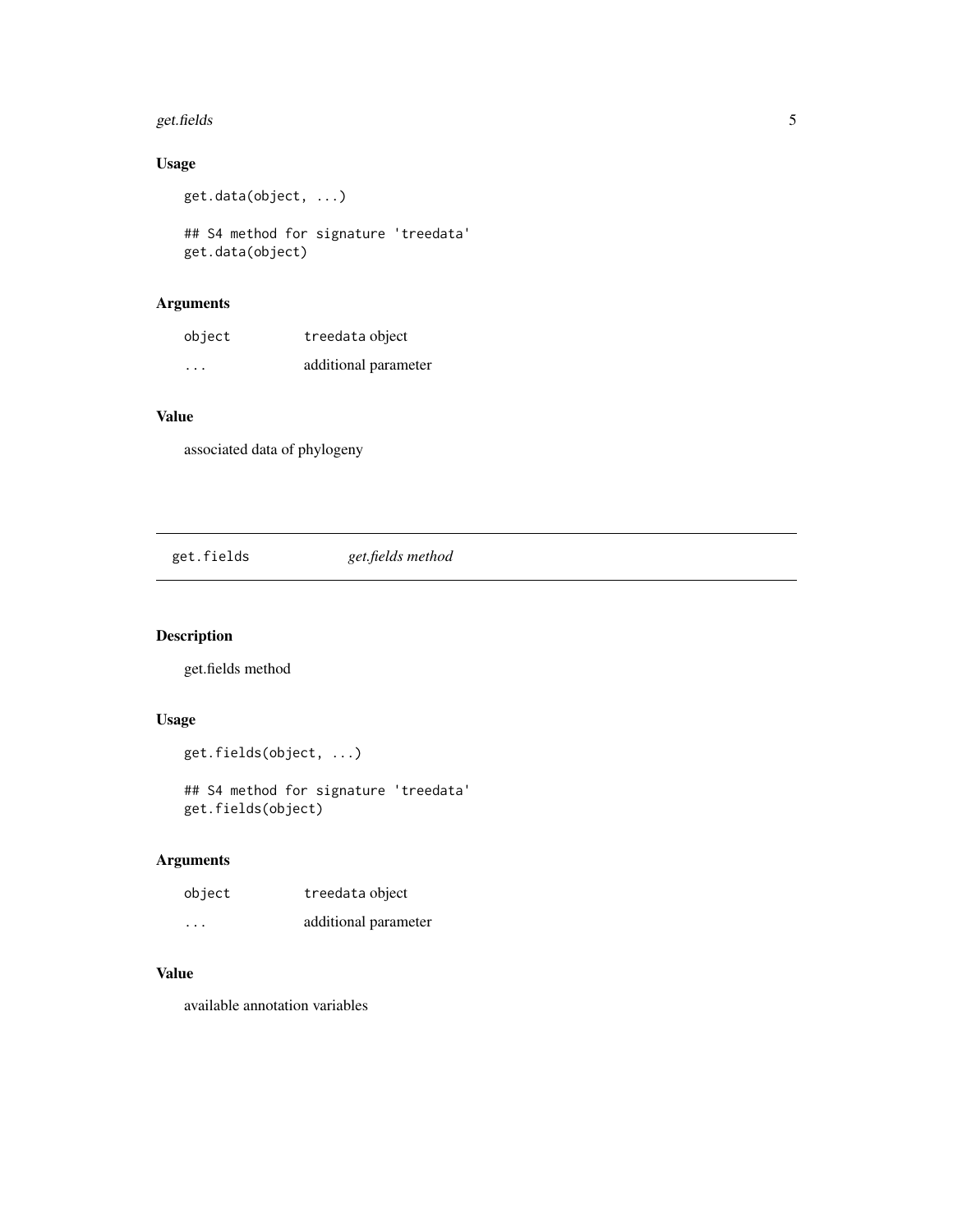## Usage

```
get.data(object, ...)

## S4 method for signature 'treedata'
get.data(object)
```

## Arguments

| | |
|---|---|
| `object` | `treedata` object |
| `...` | additional parameter |

## Value

associated data of phylogeny

---

# get.fields *get.fields method*

---

## Description

get.fields method

## Usage

```
get.fields(object, ...)

## S4 method for signature 'treedata'
get.fields(object)
```

## Arguments

| | |
|---|---|
| `object` | `treedata` object |
| `...` | additional parameter |

## Value

available annotation variables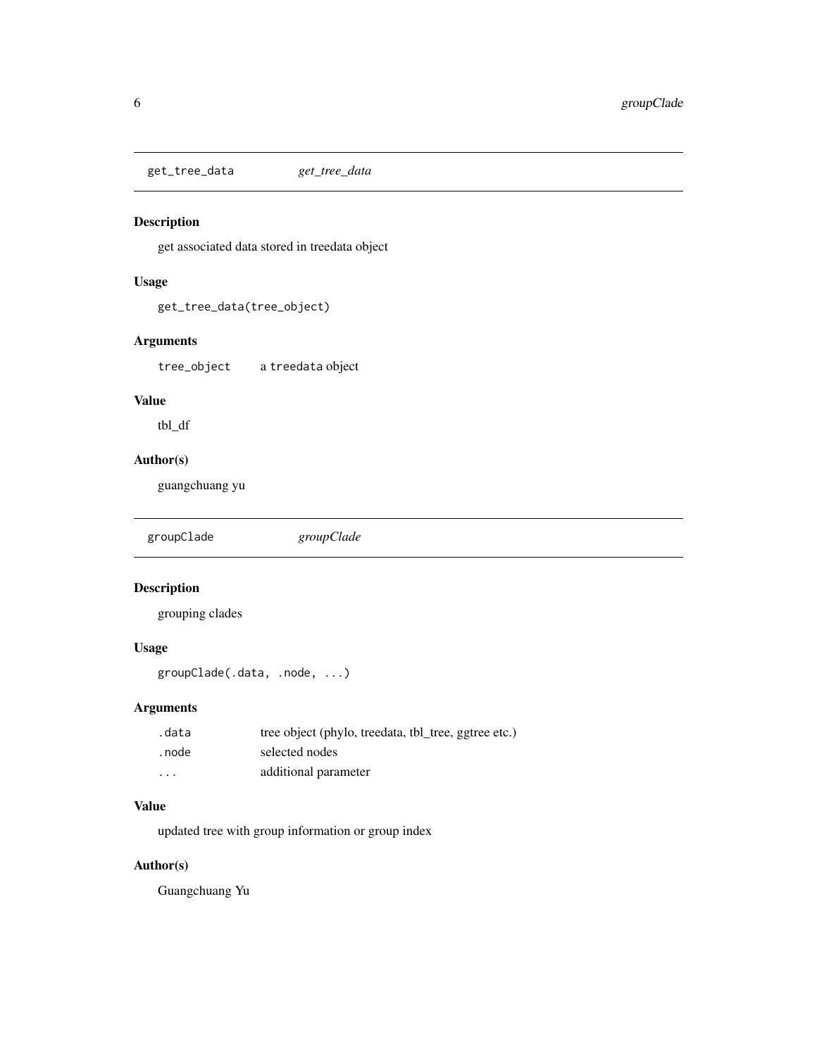## get_tree_data *get_tree_data*

### Description

get associated data stored in treedata object

### Usage

```
get_tree_data(tree_object)
```

### Arguments

| | |
|---|---|
| `tree_object` | a `treedata` object |

### Value

tbl_df

### Author(s)

guangchuang yu

## groupClade *groupClade*

### Description

grouping clades

### Usage

```
groupClade(.data, .node, ...)
```

### Arguments

| | |
|---|---|
| `.data` | tree object (phylo, treedata, tbl_tree, ggtree etc.) |
| `.node` | selected nodes |
| `...` | additional parameter |

### Value

updated tree with group information or group index

### Author(s)

Guangchuang Yu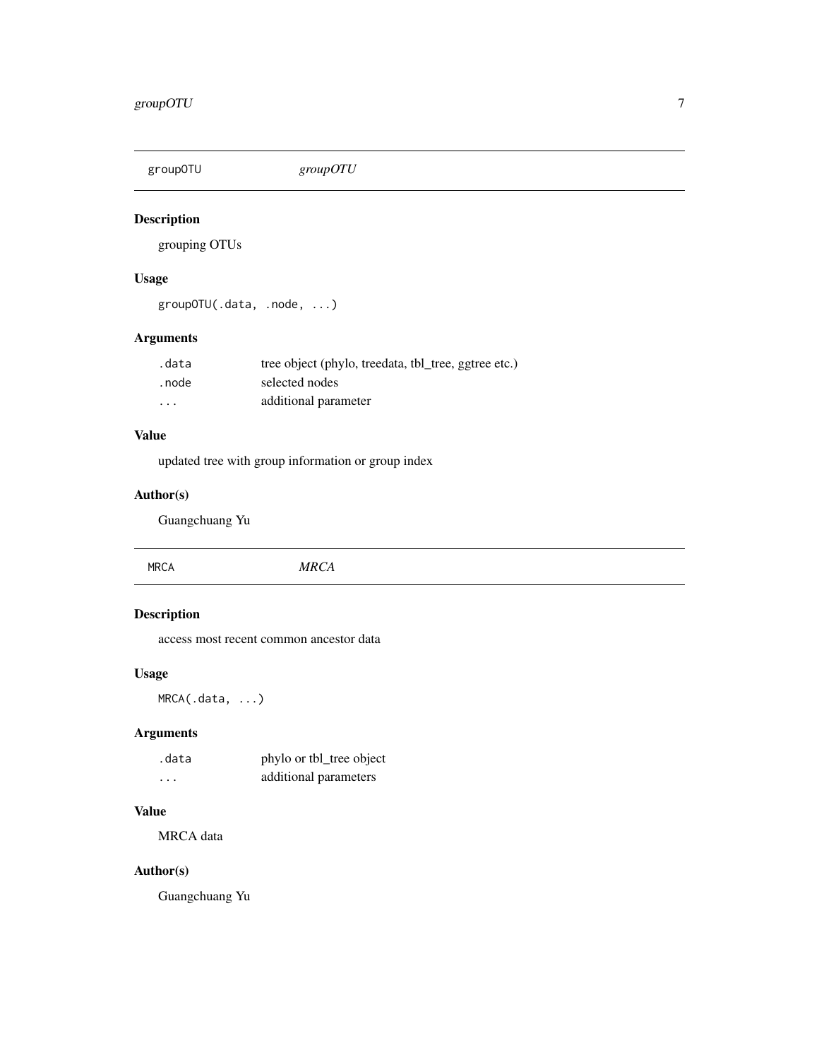## groupOTU *groupOTU*

### Description

grouping OTUs

### Usage

```
groupOTU(.data, .node, ...)
```

### Arguments

| | |
|---|---|
| `.data` | tree object (phylo, treedata, tbl_tree, ggtree etc.) |
| `.node` | selected nodes |
| `...` | additional parameter |

### Value

updated tree with group information or group index

### Author(s)

Guangchuang Yu

## MRCA *MRCA*

### Description

access most recent common ancestor data

### Usage

```
MRCA(.data, ...)
```

### Arguments

| | |
|---|---|
| `.data` | phylo or tbl_tree object |
| `...` | additional parameters |

### Value

MRCA data

### Author(s)

Guangchuang Yu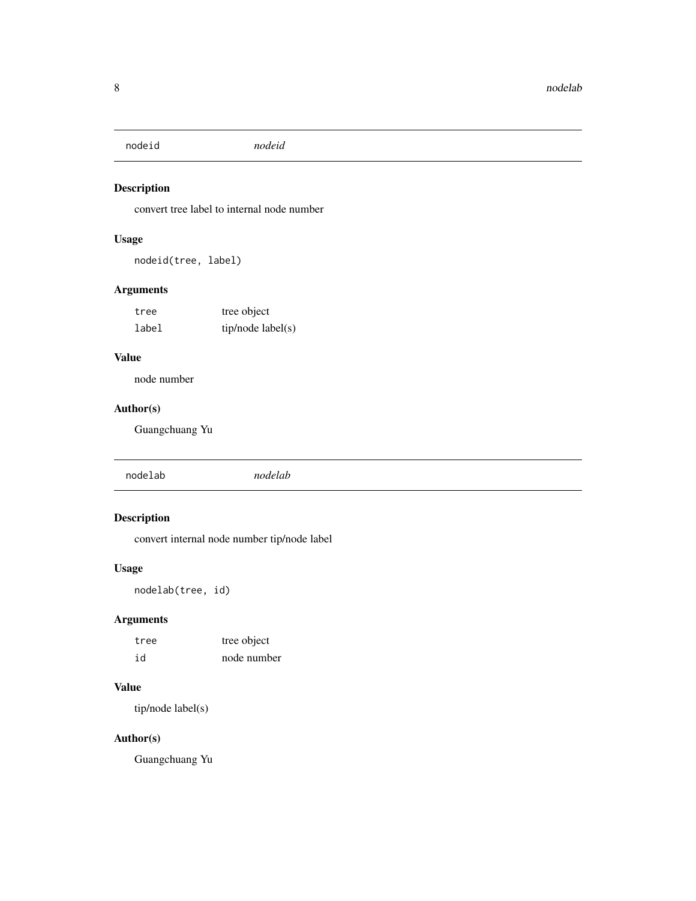## nodeid *nodeid*

### Description

convert tree label to internal node number

### Usage

```
nodeid(tree, label)
```

### Arguments

| | |
|---|---|
| tree | tree object |
| label | tip/node label(s) |

### Value

node number

### Author(s)

Guangchuang Yu

## nodelab *nodelab*

### Description

convert internal node number tip/node label

### Usage

```
nodelab(tree, id)
```

### Arguments

| | |
|---|---|
| tree | tree object |
| id | node number |

### Value

tip/node label(s)

### Author(s)

Guangchuang Yu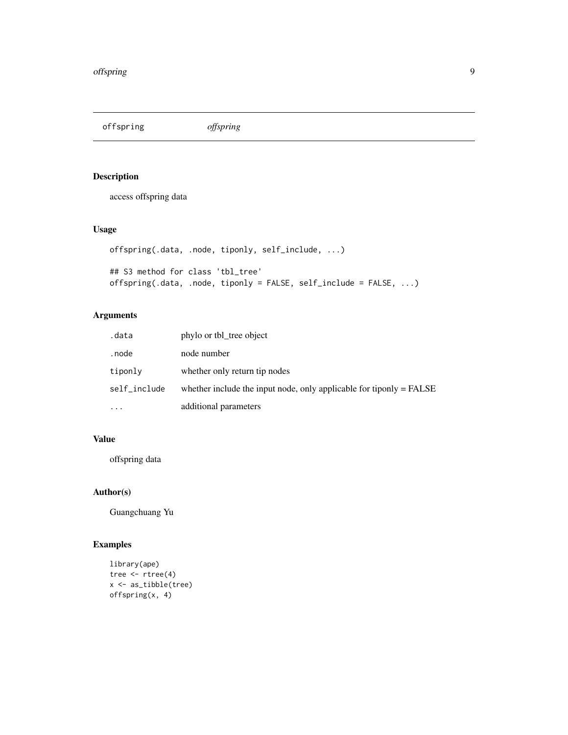## offspring *offspring*

### Description

access offspring data

### Usage

```
offspring(.data, .node, tiponly, self_include, ...)

## S3 method for class 'tbl_tree'
offspring(.data, .node, tiponly = FALSE, self_include = FALSE, ...)
```

### Arguments

| | |
|---|---|
| `.data` | phylo or tbl_tree object |
| `.node` | node number |
| `tiponly` | whether only return tip nodes |
| `self_include` | whether include the input node, only applicable for tiponly = FALSE |
| `...` | additional parameters |

### Value

offspring data

### Author(s)

Guangchuang Yu

### Examples

```
library(ape)
tree <- rtree(4)
x <- as_tibble(tree)
offspring(x, 4)
```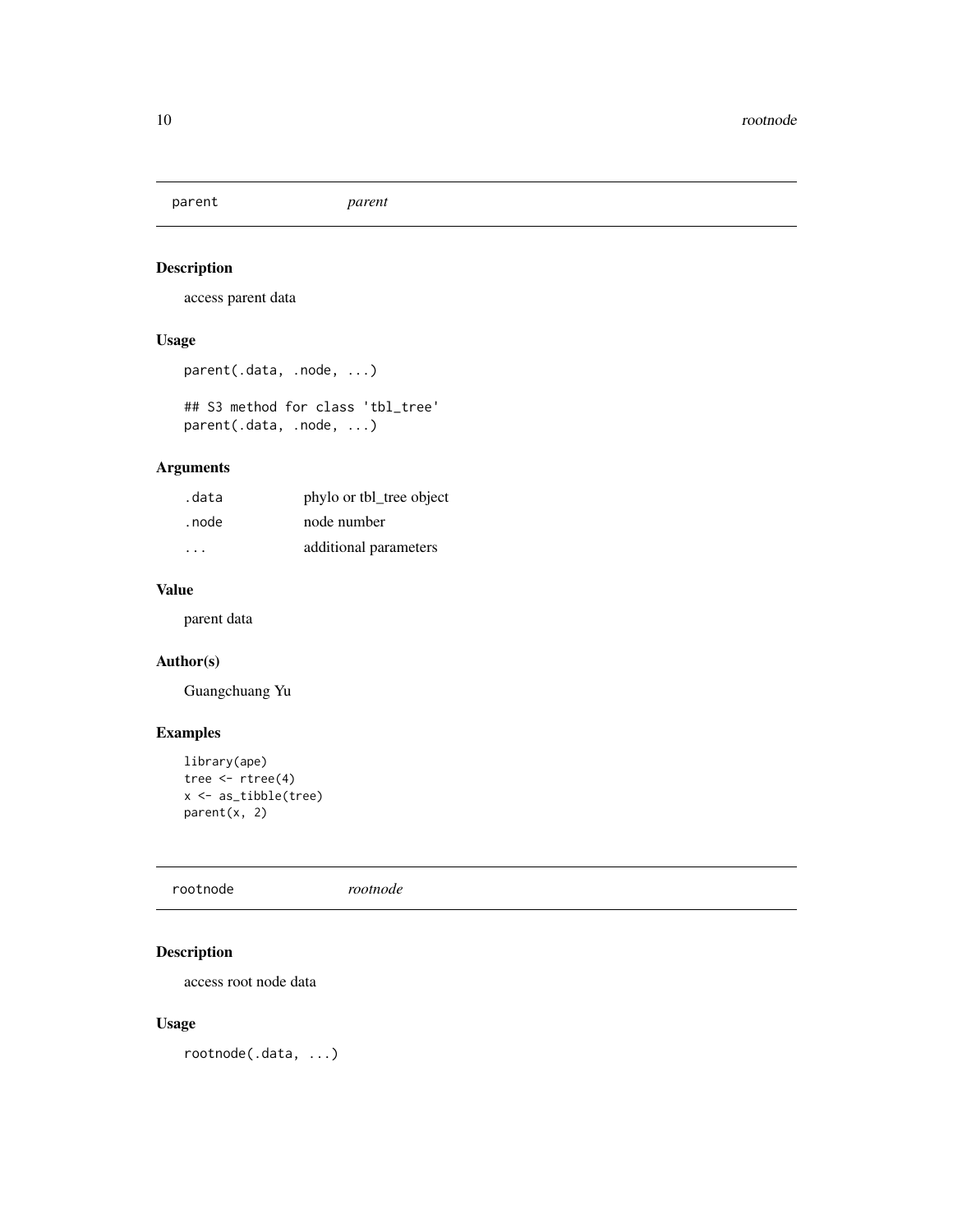## parent *parent*

### Description

access parent data

### Usage

```
parent(.data, .node, ...)

## S3 method for class 'tbl_tree'
parent(.data, .node, ...)
```

### Arguments

| | |
|---|---|
| `.data` | phylo or tbl_tree object |
| `.node` | node number |
| `...` | additional parameters |

### Value

parent data

### Author(s)

Guangchuang Yu

### Examples

```
library(ape)
tree <- rtree(4)
x <- as_tibble(tree)
parent(x, 2)
```

## rootnode *rootnode*

### Description

access root node data

### Usage

```
rootnode(.data, ...)
```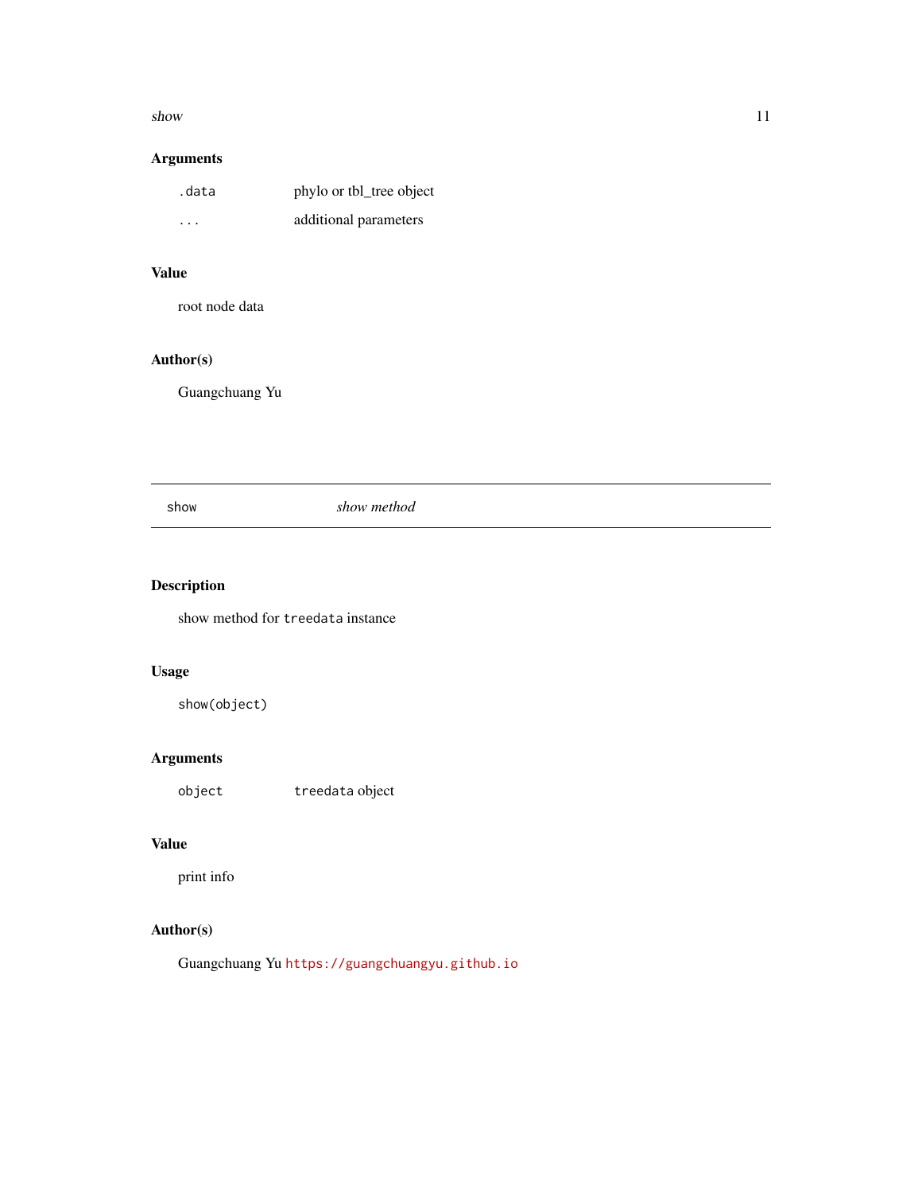### Arguments

| | |
|---|---|
| `.data` | phylo or tbl_tree object |
| `...` | additional parameters |

### Value

root node data

### Author(s)

Guangchuang Yu

---

## show &nbsp;&nbsp;&nbsp;&nbsp; *show method*

---

### Description

show method for `treedata` instance

### Usage

```
show(object)
```

### Arguments

| | |
|---|---|
| `object` | `treedata` object |

### Value

print info

### Author(s)

Guangchuang Yu https://guangchuangyu.github.io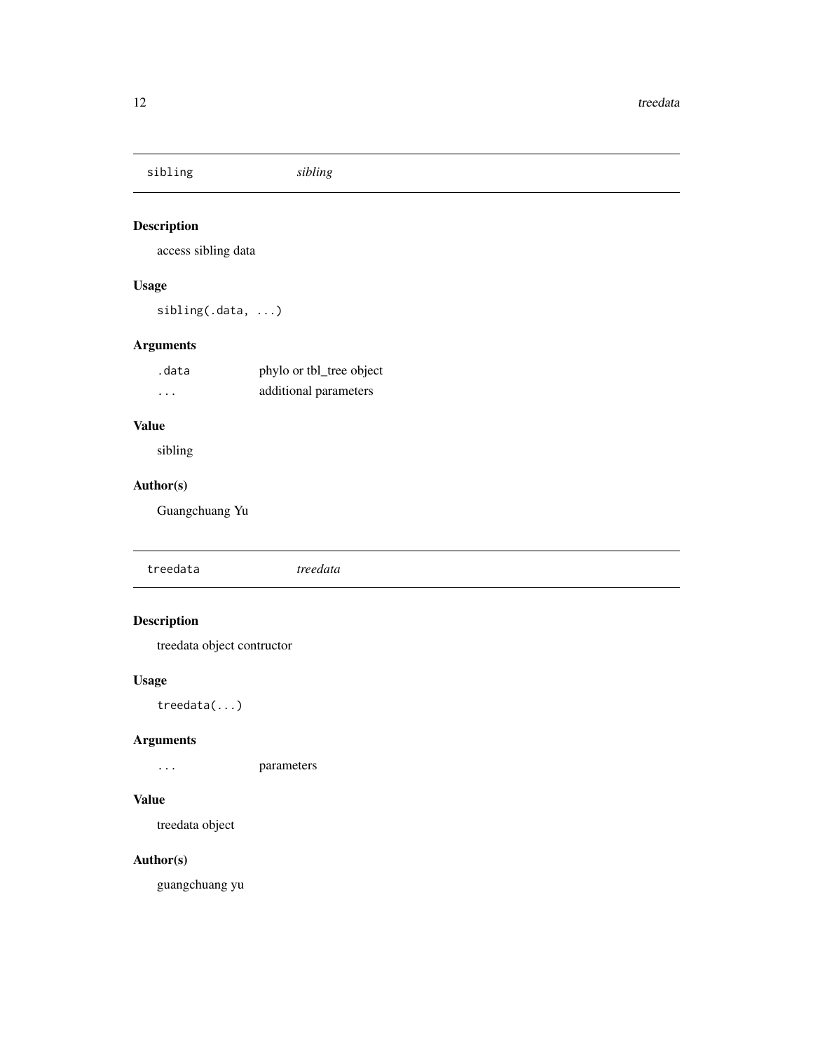## sibling *sibling*

### Description

access sibling data

### Usage

```
sibling(.data, ...)
```

### Arguments

| | |
|---|---|
| `.data` | phylo or tbl_tree object |
| `...` | additional parameters |

### Value

sibling

### Author(s)

Guangchuang Yu

## treedata *treedata*

### Description

treedata object contructor

### Usage

```
treedata(...)
```

### Arguments

| | |
|---|---|
| `...` | parameters |

### Value

treedata object

### Author(s)

guangchuang yu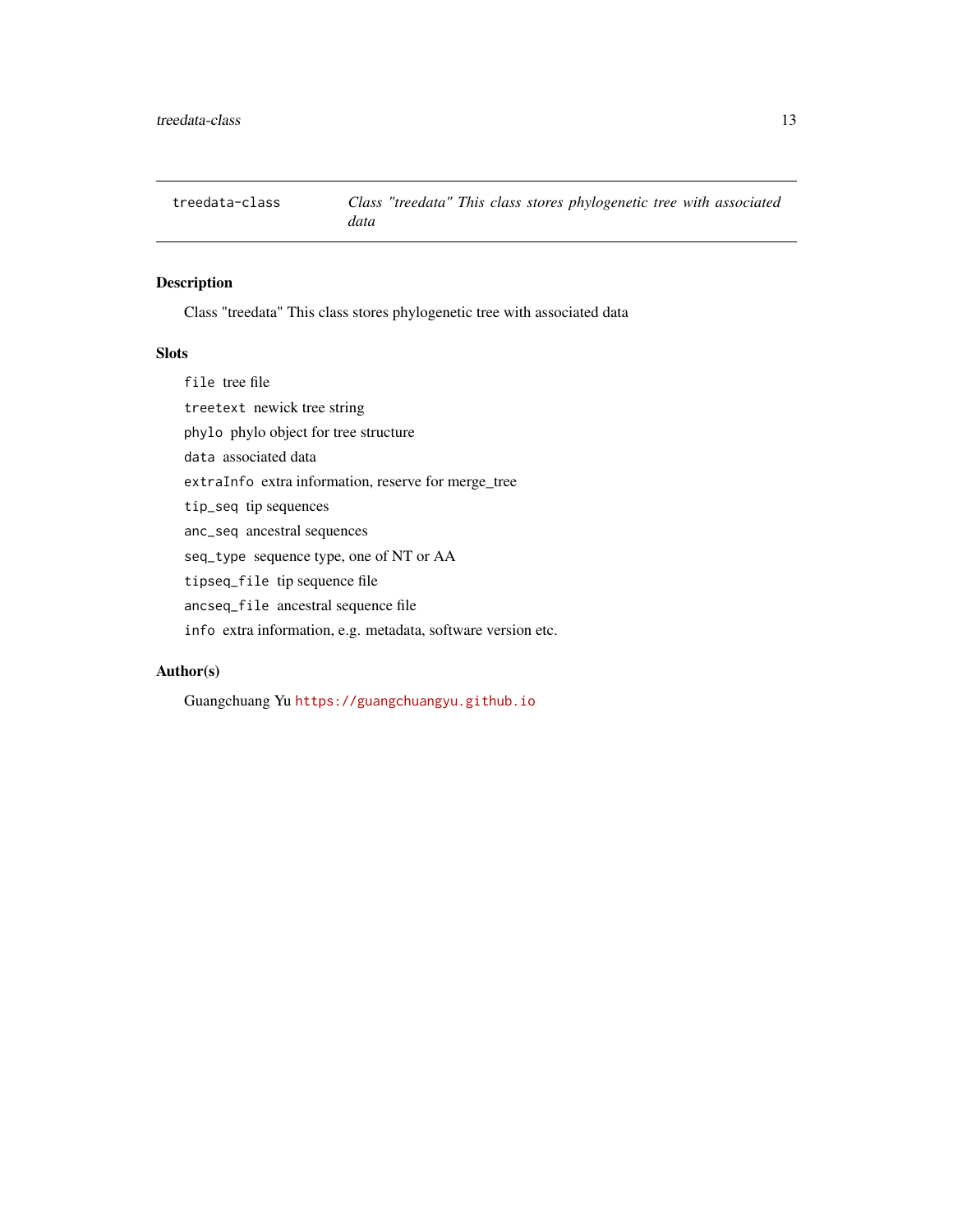# treedata-class

*Class "treedata" This class stores phylogenetic tree with associated data*

## Description

Class "treedata" This class stores phylogenetic tree with associated data

## Slots

- `file` tree file
- `treetext` newick tree string
- `phylo` phylo object for tree structure
- `data` associated data
- `extraInfo` extra information, reserve for merge_tree
- `tip_seq` tip sequences
- `anc_seq` ancestral sequences
- `seq_type` sequence type, one of NT or AA
- `tipseq_file` tip sequence file
- `ancseq_file` ancestral sequence file
- `info` extra information, e.g. metadata, software version etc.

## Author(s)

Guangchuang Yu https://guangchuangyu.github.io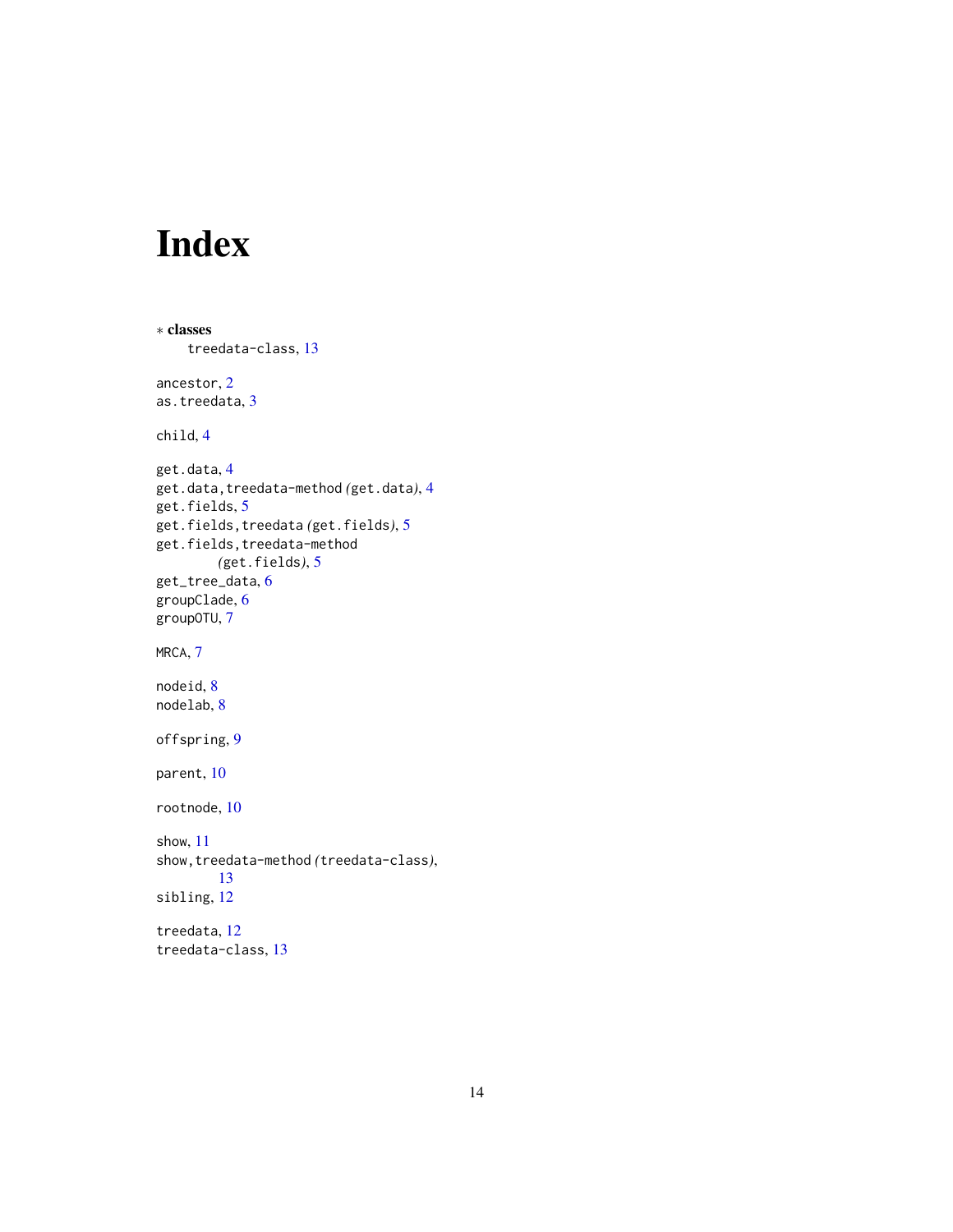# Index

∗ **classes**
    treedata-class, 13

ancestor, 2
as.treedata, 3

child, 4

get.data, 4
get.data,treedata-method *(*get.data*)*, 4
get.fields, 5
get.fields,treedata *(*get.fields*)*, 5
get.fields,treedata-method
        *(*get.fields*)*, 5
get_tree_data, 6
groupClade, 6
groupOTU, 7

MRCA, 7

nodeid, 8
nodelab, 8

offspring, 9

parent, 10

rootnode, 10

show, 11
show,treedata-method *(*treedata-class*)*,
        13
sibling, 12

treedata, 12
treedata-class, 13